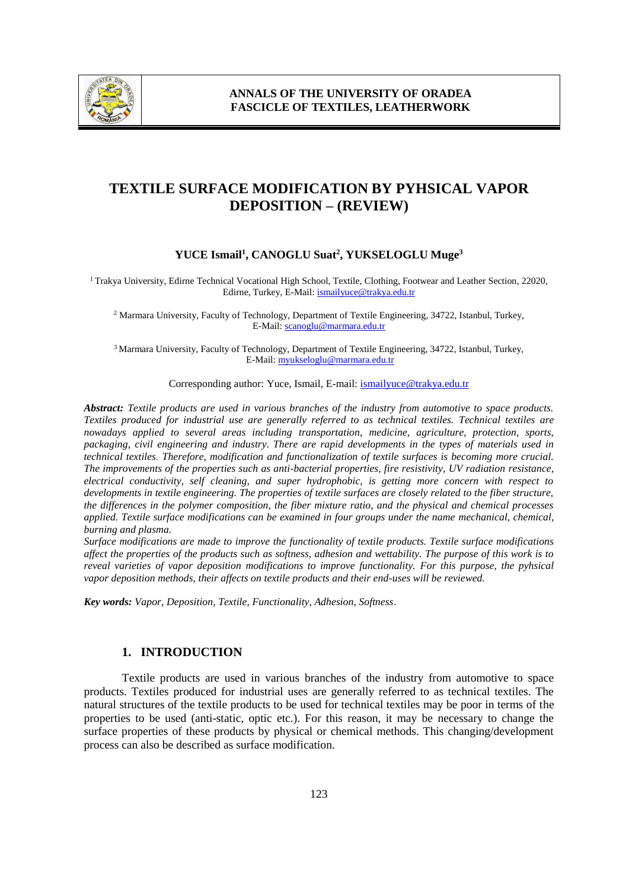# TEXTILE SURFACE MODIFICATION BY PYHSICAL VAPOR DEPOSITION – (REVIEW)

**YUCE Ismail[1], CANOGLU Suat[2], YUKSELOGLU Muge[3]**

[1] Trakya University, Edirne Technical Vocational High School, Textile, Clothing, Footwear and Leather Section, 22020, Edirne, Turkey, E-Mail: ismailyuce@trakya.edu.tr

[2] Marmara University, Faculty of Technology, Department of Textile Engineering, 34722, Istanbul, Turkey, E-Mail: scanoglu@marmara.edu.tr

[3] Marmara University, Faculty of Technology, Department of Textile Engineering, 34722, Istanbul, Turkey, E-Mail: myukseloglu@marmara.edu.tr

Corresponding author: Yuce, Ismail, E-mail: ismailyuce@trakya.edu.tr

***Abstract:*** *Textile products are used in various branches of the industry from automotive to space products. Textiles produced for industrial use are generally referred to as technical textiles. Technical textiles are nowadays applied to several areas including transportation, medicine, agriculture, protection, sports, packaging, civil engineering and industry. There are rapid developments in the types of materials used in technical textiles. Therefore, modification and functionalization of textile surfaces is becoming more crucial. The improvements of the properties such as anti-bacterial properties, fire resistivity, UV radiation resistance, electrical conductivity, self cleaning, and super hydrophobic, is getting more concern with respect to developments in textile engineering. The properties of textile surfaces are closely related to the fiber structure, the differences in the polymer composition, the fiber mixture ratio, and the physical and chemical processes applied. Textile surface modifications can be examined in four groups under the name mechanical, chemical, burning and plasma.*

*Surface modifications are made to improve the functionality of textile products. Textile surface modifications affect the properties of the products such as softness, adhesion and wettability. The purpose of this work is to reveal varieties of vapor deposition modifications to improve functionality. For this purpose, the pyhsical vapor deposition methods, their affects on textile products and their end-uses will be reviewed.*

***Key words:*** *Vapor, Deposition, Textile, Functionality, Adhesion, Softness*.

## 1. INTRODUCTION

Textile products are used in various branches of the industry from automotive to space products. Textiles produced for industrial uses are generally referred to as technical textiles. The natural structures of the textile products to be used for technical textiles may be poor in terms of the properties to be used (anti-static, optic etc.). For this reason, it may be necessary to change the surface properties of these products by physical or chemical methods. This changing/development process can also be described as surface modification.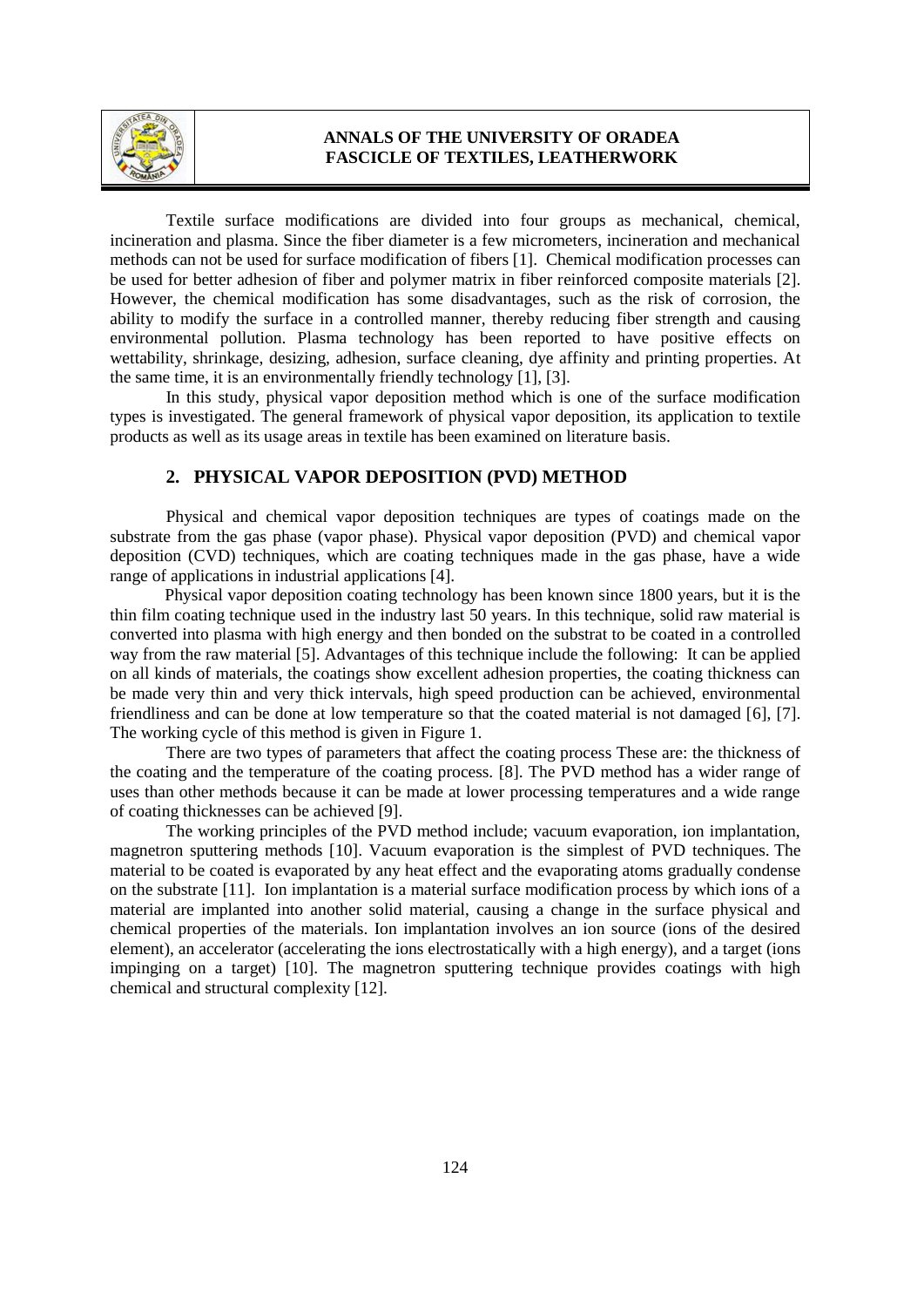Textile surface modifications are divided into four groups as mechanical, chemical, incineration and plasma. Since the fiber diameter is a few micrometers, incineration and mechanical methods can not be used for surface modification of fibers [1]. Chemical modification processes can be used for better adhesion of fiber and polymer matrix in fiber reinforced composite materials [2]. However, the chemical modification has some disadvantages, such as the risk of corrosion, the ability to modify the surface in a controlled manner, thereby reducing fiber strength and causing environmental pollution. Plasma technology has been reported to have positive effects on wettability, shrinkage, desizing, adhesion, surface cleaning, dye affinity and printing properties. At the same time, it is an environmentally friendly technology [1], [3].

In this study, physical vapor deposition method which is one of the surface modification types is investigated. The general framework of physical vapor deposition, its application to textile products as well as its usage areas in textile has been examined on literature basis.

## 2. PHYSICAL VAPOR DEPOSITION (PVD) METHOD

Physical and chemical vapor deposition techniques are types of coatings made on the substrate from the gas phase (vapor phase). Physical vapor deposition (PVD) and chemical vapor deposition (CVD) techniques, which are coating techniques made in the gas phase, have a wide range of applications in industrial applications [4].

Physical vapor deposition coating technology has been known since 1800 years, but it is the thin film coating technique used in the industry last 50 years. In this technique, solid raw material is converted into plasma with high energy and then bonded on the substrat to be coated in a controlled way from the raw material [5]. Advantages of this technique include the following: It can be applied on all kinds of materials, the coatings show excellent adhesion properties, the coating thickness can be made very thin and very thick intervals, high speed production can be achieved, environmental friendliness and can be done at low temperature so that the coated material is not damaged [6], [7]. The working cycle of this method is given in Figure 1.

There are two types of parameters that affect the coating process These are: the thickness of the coating and the temperature of the coating process. [8]. The PVD method has a wider range of uses than other methods because it can be made at lower processing temperatures and a wide range of coating thicknesses can be achieved [9].

The working principles of the PVD method include; vacuum evaporation, ion implantation, magnetron sputtering methods [10]. Vacuum evaporation is the simplest of PVD techniques. The material to be coated is evaporated by any heat effect and the evaporating atoms gradually condense on the substrate [11]. Ion implantation is a material surface modification process by which ions of a material are implanted into another solid material, causing a change in the surface physical and chemical properties of the materials. Ion implantation involves an ion source (ions of the desired element), an accelerator (accelerating the ions electrostatically with a high energy), and a target (ions impinging on a target) [10]. The magnetron sputtering technique provides coatings with high chemical and structural complexity [12].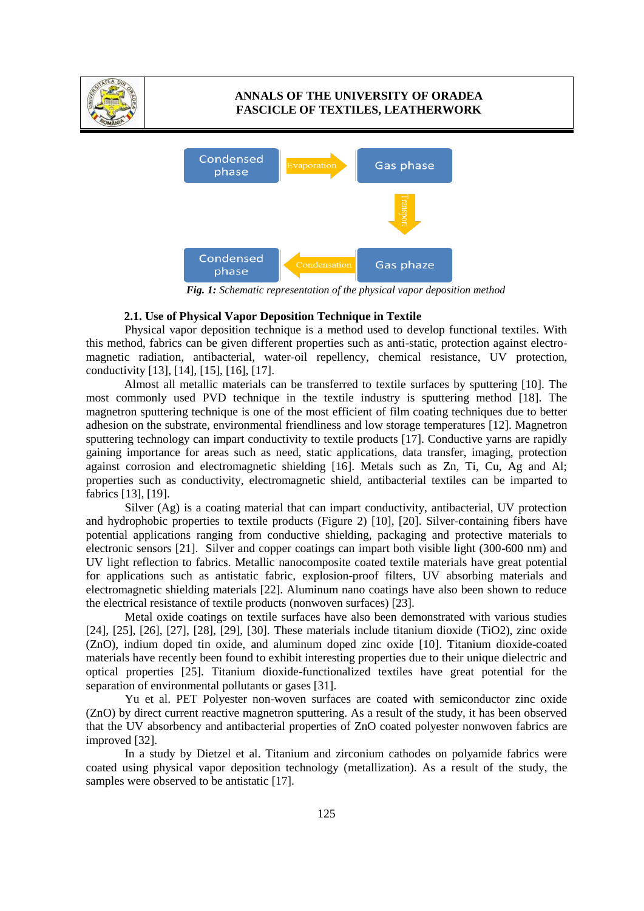Condensed phase → Evaporation → Gas phase → Transport → Gas phaze → Condensation → Condensed phase

*Fig. 1: Schematic representation of the physical vapor deposition method*

### 2.1. Use of Physical Vapor Deposition Technique in Textile

Physical vapor deposition technique is a method used to develop functional textiles. With this method, fabrics can be given different properties such as anti-static, protection against electro-magnetic radiation, antibacterial, water-oil repellency, chemical resistance, UV protection, conductivity [13], [14], [15], [16], [17].

Almost all metallic materials can be transferred to textile surfaces by sputtering [10]. The most commonly used PVD technique in the textile industry is sputtering method [18]. The magnetron sputtering technique is one of the most efficient of film coating techniques due to better adhesion on the substrate, environmental friendliness and low storage temperatures [12]. Magnetron sputtering technology can impart conductivity to textile products [17]. Conductive yarns are rapidly gaining importance for areas such as need, static applications, data transfer, imaging, protection against corrosion and electromagnetic shielding [16]. Metals such as Zn, Ti, Cu, Ag and Al; properties such as conductivity, electromagnetic shield, antibacterial textiles can be imparted to fabrics [13], [19].

Silver (Ag) is a coating material that can impart conductivity, antibacterial, UV protection and hydrophobic properties to textile products (Figure 2) [10], [20]. Silver-containing fibers have potential applications ranging from conductive shielding, packaging and protective materials to electronic sensors [21]. Silver and copper coatings can impart both visible light (300-600 nm) and UV light reflection to fabrics. Metallic nanocomposite coated textile materials have great potential for applications such as antistatic fabric, explosion-proof filters, UV absorbing materials and electromagnetic shielding materials [22]. Aluminum nano coatings have also been shown to reduce the electrical resistance of textile products (nonwoven surfaces) [23].

Metal oxide coatings on textile surfaces have also been demonstrated with various studies [24], [25], [26], [27], [28], [29], [30]. These materials include titanium dioxide ($TiO_2$), zinc oxide (ZnO), indium doped tin oxide, and aluminum doped zinc oxide [10]. Titanium dioxide-coated materials have recently been found to exhibit interesting properties due to their unique dielectric and optical properties [25]. Titanium dioxide-functionalized textiles have great potential for the separation of environmental pollutants or gases [31].

Yu et al. PET Polyester non-woven surfaces are coated with semiconductor zinc oxide (ZnO) by direct current reactive magnetron sputtering. As a result of the study, it has been observed that the UV absorbency and antibacterial properties of ZnO coated polyester nonwoven fabrics are improved [32].

In a study by Dietzel et al. Titanium and zirconium cathodes on polyamide fabrics were coated using physical vapor deposition technology (metallization). As a result of the study, the samples were observed to be antistatic [17].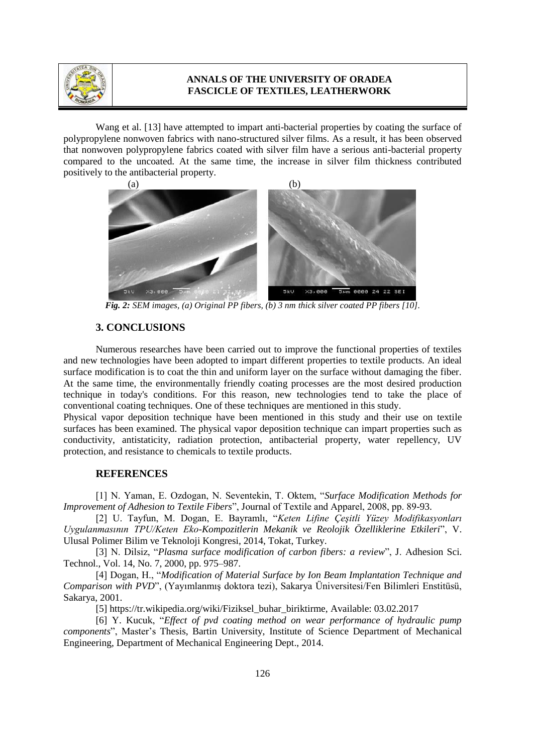Wang et al. [13] have attempted to impart anti-bacterial properties by coating the surface of polypropylene nonwoven fabrics with nano-structured silver films. As a result, it has been observed that nonwoven polypropylene fabrics coated with silver film have a serious anti-bacterial property compared to the uncoated. At the same time, the increase in silver film thickness contributed positively to the antibacterial property.

(a) (b)

***Fig. 2:*** *SEM images, (a) Original PP fibers, (b) 3 nm thick silver coated PP fibers [10].*

## 3. CONCLUSIONS

Numerous researches have been carried out to improve the functional properties of textiles and new technologies have been adopted to impart different properties to textile products. An ideal surface modification is to coat the thin and uniform layer on the surface without damaging the fiber. At the same time, the environmentally friendly coating processes are the most desired production technique in today's conditions. For this reason, new technologies tend to take the place of conventional coating techniques. One of these techniques are mentioned in this study.

Physical vapor deposition technique have been mentioned in this study and their use on textile surfaces has been examined. The physical vapor deposition technique can impart properties such as conductivity, antistaticity, radiation protection, antibacterial property, water repellency, UV protection, and resistance to chemicals to textile products.

## REFERENCES

[1] N. Yaman, E. Ozdogan, N. Seventekin, T. Oktem, "*Surface Modification Methods for Improvement of Adhesion to Textile Fibers*", Journal of Textile and Apparel, 2008, pp. 89-93.

[2] U. Tayfun, M. Dogan, E. Bayramlı, "*Keten Lifine Çeşitli Yüzey Modifikasyonları Uygulanmasının TPU/Keten Eko-Kompozitlerin Mekanik ve Reolojik Özelliklerine Etkileri*", V. Ulusal Polimer Bilim ve Teknoloji Kongresi, 2014, Tokat, Turkey.

[3] N. Dilsiz, "*Plasma surface modification of carbon fibers: a review*", J. Adhesion Sci. Technol., Vol. 14, No. 7, 2000, pp. 975–987.

[4] Dogan, H., "*Modification of Material Surface by Ion Beam Implantation Technique and Comparison with PVD*", (Yayımlanmış doktora tezi), Sakarya Üniversitesi/Fen Bilimleri Enstitüsü, Sakarya, 2001.

[5] https://tr.wikipedia.org/wiki/Fiziksel_buhar_biriktirme, Available: 03.02.2017

[6] Y. Kucuk, "*Effect of pvd coating method on wear performance of hydraulic pump components*", Master's Thesis, Bartin University, Institute of Science Department of Mechanical Engineering, Department of Mechanical Engineering Dept., 2014.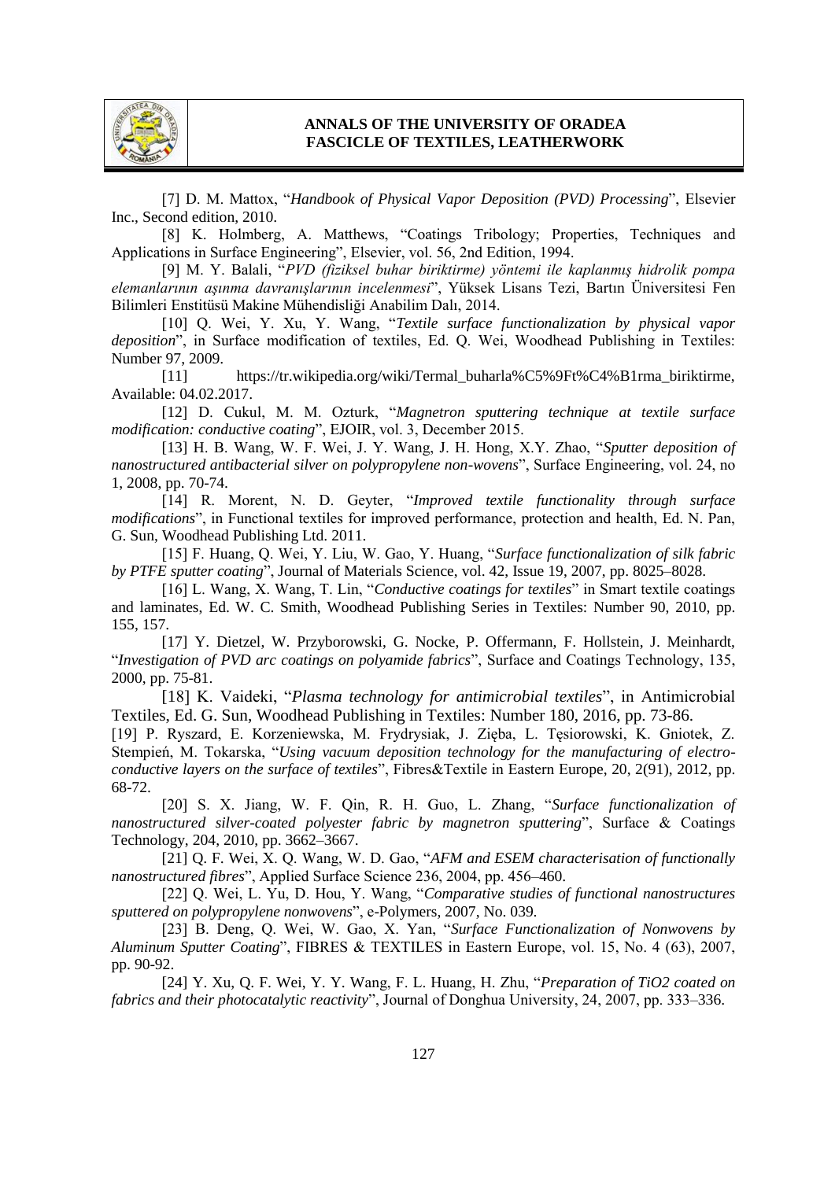[7] D. M. Mattox, "*Handbook of Physical Vapor Deposition (PVD) Processing*", Elsevier Inc., Second edition, 2010.

[8] K. Holmberg, A. Matthews, "Coatings Tribology; Properties, Techniques and Applications in Surface Engineering", Elsevier, vol. 56, 2nd Edition, 1994.

[9] M. Y. Balali, "*PVD (fiziksel buhar biriktirme) yöntemi ile kaplanmış hidrolik pompa elemanlarının aşınma davranışlarının incelenmesi*", Yüksek Lisans Tezi, Bartın Üniversitesi Fen Bilimleri Enstitüsü Makine Mühendisliği Anabilim Dalı, 2014.

[10] Q. Wei, Y. Xu, Y. Wang, "*Textile surface functionalization by physical vapor deposition*", in Surface modification of textiles, Ed. Q. Wei, Woodhead Publishing in Textiles: Number 97, 2009.

[11] https://tr.wikipedia.org/wiki/Termal_buharla%C5%9Ft%C4%B1rma_biriktirme, Available: 04.02.2017.

[12] D. Cukul, M. M. Ozturk, "*Magnetron sputtering technique at textile surface modification: conductive coating*", EJOIR, vol. 3, December 2015.

[13] H. B. Wang, W. F. Wei, J. Y. Wang, J. H. Hong, X.Y. Zhao, "*Sputter deposition of nanostructured antibacterial silver on polypropylene non-wovens*", Surface Engineering, vol. 24, no 1, 2008, pp. 70-74.

[14] R. Morent, N. D. Geyter, "*Improved textile functionality through surface modifications*", in Functional textiles for improved performance, protection and health, Ed. N. Pan, G. Sun, Woodhead Publishing Ltd. 2011.

[15] F. Huang, Q. Wei, Y. Liu, W. Gao, Y. Huang, "*Surface functionalization of silk fabric by PTFE sputter coating*", Journal of Materials Science, vol. 42, Issue 19, 2007, pp. 8025–8028.

[16] L. Wang, X. Wang, T. Lin, "*Conductive coatings for textiles*" in Smart textile coatings and laminates, Ed. W. C. Smith, Woodhead Publishing Series in Textiles: Number 90, 2010, pp. 155, 157.

[17] Y. Dietzel, W. Przyborowski, G. Nocke, P. Offermann, F. Hollstein, J. Meinhardt, "*Investigation of PVD arc coatings on polyamide fabrics*", Surface and Coatings Technology, 135, 2000, pp. 75-81.

[18] K. Vaideki, "*Plasma technology for antimicrobial textiles*", in Antimicrobial Textiles, Ed. G. Sun, Woodhead Publishing in Textiles: Number 180, 2016, pp. 73-86.

[19] P. Ryszard, E. Korzeniewska, M. Frydrysiak, J. Zięba, L. Tęsiorowski, K. Gniotek, Z. Stempień, M. Tokarska, "*Using vacuum deposition technology for the manufacturing of electro-conductive layers on the surface of textiles*", Fibres&Textile in Eastern Europe, 20, 2(91), 2012, pp. 68-72.

[20] S. X. Jiang, W. F. Qin, R. H. Guo, L. Zhang, "*Surface functionalization of nanostructured silver-coated polyester fabric by magnetron sputtering*", Surface & Coatings Technology, 204, 2010, pp. 3662–3667.

[21] Q. F. Wei, X. Q. Wang, W. D. Gao, "*AFM and ESEM characterisation of functionally nanostructured fibres*", Applied Surface Science 236, 2004, pp. 456–460.

[22] Q. Wei, L. Yu, D. Hou, Y. Wang, "*Comparative studies of functional nanostructures sputtered on polypropylene nonwovens*", e-Polymers, 2007, No. 039.

[23] B. Deng, Q. Wei, W. Gao, X. Yan, "*Surface Functionalization of Nonwovens by Aluminum Sputter Coating*", FIBRES & TEXTILES in Eastern Europe, vol. 15, No. 4 (63), 2007, pp. 90-92.

[24] Y. Xu, Q. F. Wei, Y. Y. Wang, F. L. Huang, H. Zhu, "*Preparation of TiO2 coated on fabrics and their photocatalytic reactivity*", Journal of Donghua University, 24, 2007, pp. 333–336.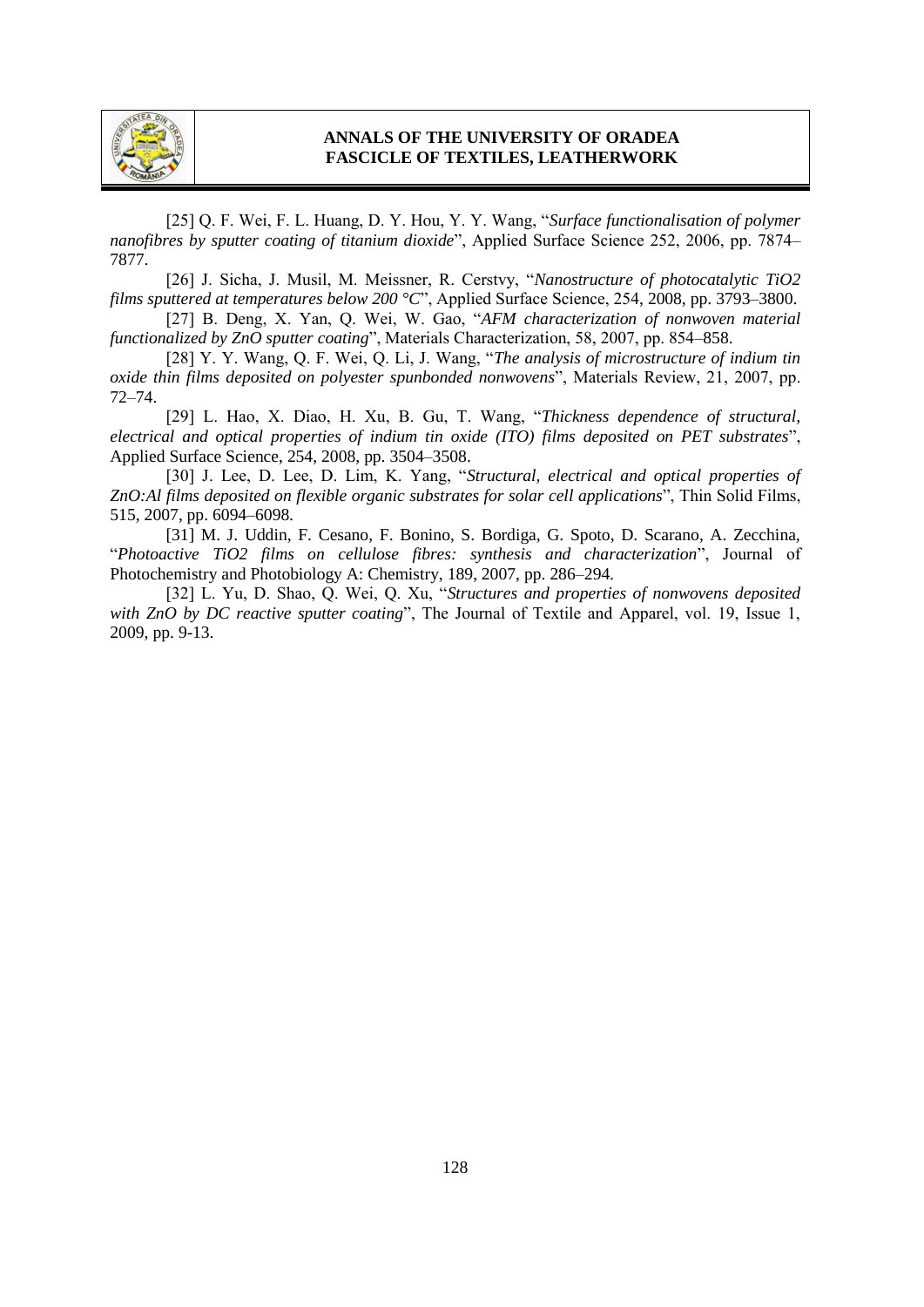[25] Q. F. Wei, F. L. Huang, D. Y. Hou, Y. Y. Wang, "*Surface functionalisation of polymer nanofibres by sputter coating of titanium dioxide*", Applied Surface Science 252, 2006, pp. 7874–7877.

[26] J. Sicha, J. Musil, M. Meissner, R. Cerstvy, "*Nanostructure of photocatalytic TiO2 films sputtered at temperatures below 200 °C*", Applied Surface Science, 254, 2008, pp. 3793–3800.

[27] B. Deng, X. Yan, Q. Wei, W. Gao, "*AFM characterization of nonwoven material functionalized by ZnO sputter coating*", Materials Characterization, 58, 2007, pp. 854–858.

[28] Y. Y. Wang, Q. F. Wei, Q. Li, J. Wang, "*The analysis of microstructure of indium tin oxide thin films deposited on polyester spunbonded nonwovens*", Materials Review, 21, 2007, pp. 72–74.

[29] L. Hao, X. Diao, H. Xu, B. Gu, T. Wang, "*Thickness dependence of structural, electrical and optical properties of indium tin oxide (ITO) films deposited on PET substrates*", Applied Surface Science, 254, 2008, pp. 3504–3508.

[30] J. Lee, D. Lee, D. Lim, K. Yang, "*Structural, electrical and optical properties of ZnO:Al films deposited on flexible organic substrates for solar cell applications*", Thin Solid Films, 515, 2007, pp. 6094–6098.

[31] M. J. Uddin, F. Cesano, F. Bonino, S. Bordiga, G. Spoto, D. Scarano, A. Zecchina, "*Photoactive TiO2 films on cellulose fibres: synthesis and characterization*", Journal of Photochemistry and Photobiology A: Chemistry, 189, 2007, pp. 286–294.

[32] L. Yu, D. Shao, Q. Wei, Q. Xu, "*Structures and properties of nonwovens deposited with ZnO by DC reactive sputter coating*", The Journal of Textile and Apparel, vol. 19, Issue 1, 2009, pp. 9-13.